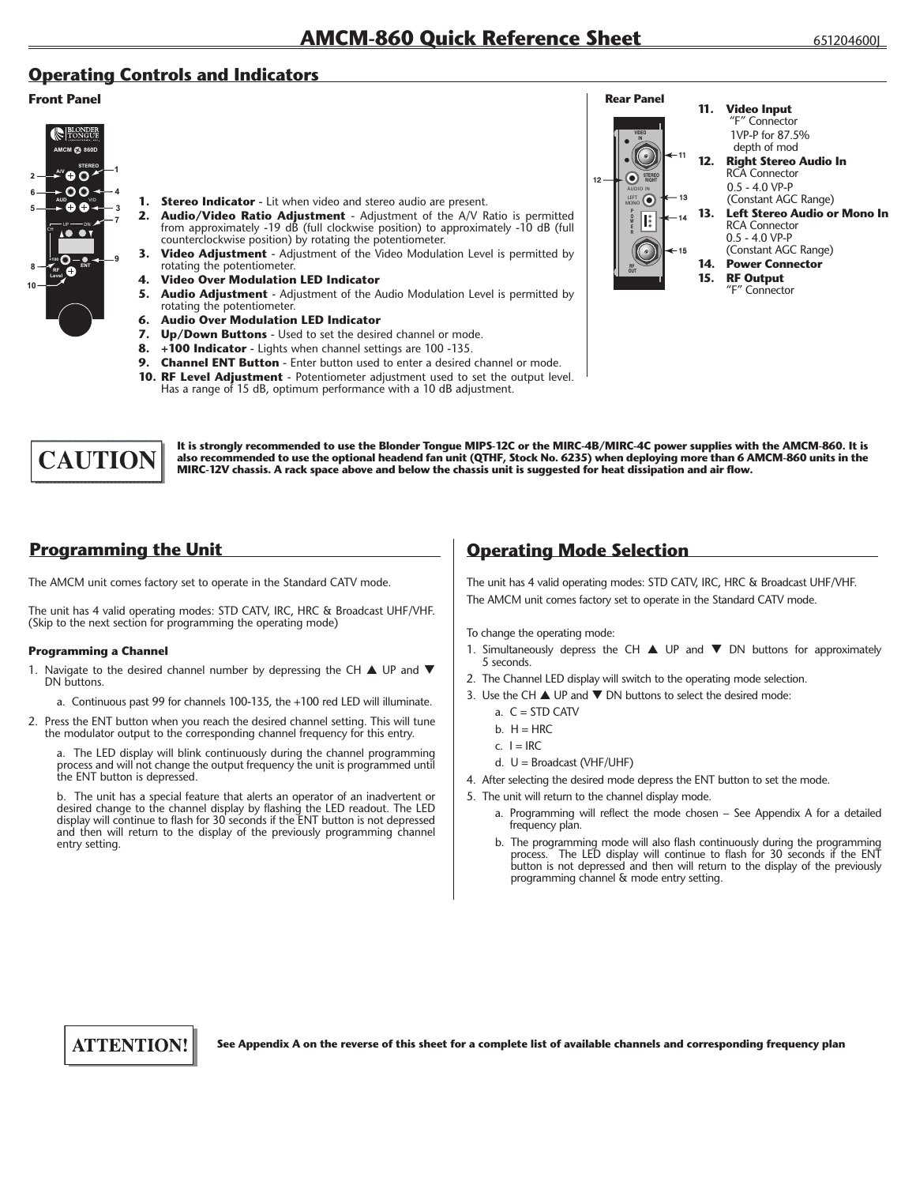# AMCM-860 Quick Reference Sheet

651204600J

## Operating Controls and Indicators

### Front Panel

1. **Stereo Indicator** - Lit when video and stereo audio are present.
2. **Audio/Video Ratio Adjustment** - Adjustment of the A/V Ratio is permitted from approximately -19 dB (full clockwise position) to approximately -10 dB (full counterclockwise position) by rotating the potentiometer.
3. **Video Adjustment** - Adjustment of the Video Modulation Level is permitted by rotating the potentiometer.
4. **Video Over Modulation LED Indicator**
5. **Audio Adjustment** - Adjustment of the Audio Modulation Level is permitted by rotating the potentiometer.
6. **Audio Over Modulation LED Indicator**
7. **Up/Down Buttons** - Used to set the desired channel or mode.
8. **+100 Indicator** - Lights when channel settings are 100 -135.
9. **Channel ENT Button** - Enter button used to enter a desired channel or mode.
10. **RF Level Adjustment** - Potentiometer adjustment used to set the output level. Has a range of 15 dB, optimum performance with a 10 dB adjustment.

### Rear Panel

11. **Video Input**
    "F" Connector
    1VP-P for 87.5% depth of mod
12. **Right Stereo Audio In**
    RCA Connector
    0.5 - 4.0 VP-P
    (Constant AGC Range)
13. **Left Stereo Audio or Mono In**
    RCA Connector
    0.5 - 4.0 VP-P
    (Constant AGC Range)
14. **Power Connector**
15. **RF Output**
    "F" Connector

**CAUTION**

**It is strongly recommended to use the Blonder Tongue MIPS-12C or the MIRC-4B/MIRC-4C power supplies with the AMCM-860. It is also recommended to use the optional headend fan unit (QTHF, Stock No. 6235) when deploying more than 6 AMCM-860 units in the MIRC-12V chassis. A rack space above and below the chassis unit is suggested for heat dissipation and air flow.**

## Programming the Unit

The AMCM unit comes factory set to operate in the Standard CATV mode.

The unit has 4 valid operating modes: STD CATV, IRC, HRC & Broadcast UHF/VHF. (Skip to the next section for programming the operating mode)

### Programming a Channel

1. Navigate to the desired channel number by depressing the CH ▲ UP and ▼ DN buttons.
   a. Continuous past 99 for channels 100-135, the +100 red LED will illuminate.
2. Press the ENT button when you reach the desired channel setting. This will tune the modulator output to the corresponding channel frequency for this entry.
   a. The LED display will blink continuously during the channel programming process and will not change the output frequency the unit is programmed until the ENT button is depressed.
   b. The unit has a special feature that alerts an operator of an inadvertent or desired change to the channel display by flashing the LED readout. The LED display will continue to flash for 30 seconds if the ENT button is not depressed and then will return to the display of the previously programming channel entry setting.

## Operating Mode Selection

The unit has 4 valid operating modes: STD CATV, IRC, HRC & Broadcast UHF/VHF.
The AMCM unit comes factory set to operate in the Standard CATV mode.

To change the operating mode:

1. Simultaneously depress the CH ▲ UP and ▼ DN buttons for approximately 5 seconds.
2. The Channel LED display will switch to the operating mode selection.
3. Use the CH ▲ UP and ▼ DN buttons to select the desired mode:
   a. C = STD CATV
   b. H = HRC
   c. I = IRC
   d. U = Broadcast (VHF/UHF)
4. After selecting the desired mode depress the ENT button to set the mode.
5. The unit will return to the channel display mode.
   a. Programming will reflect the mode chosen – See Appendix A for a detailed frequency plan.
   b. The programming mode will also flash continuously during the programming process. The LED display will continue to flash for 30 seconds if the ENT button is not depressed and then will return to the display of the previously programming channel & mode entry setting.

**ATTENTION!**

**See Appendix A on the reverse of this sheet for a complete list of available channels and corresponding frequency plan**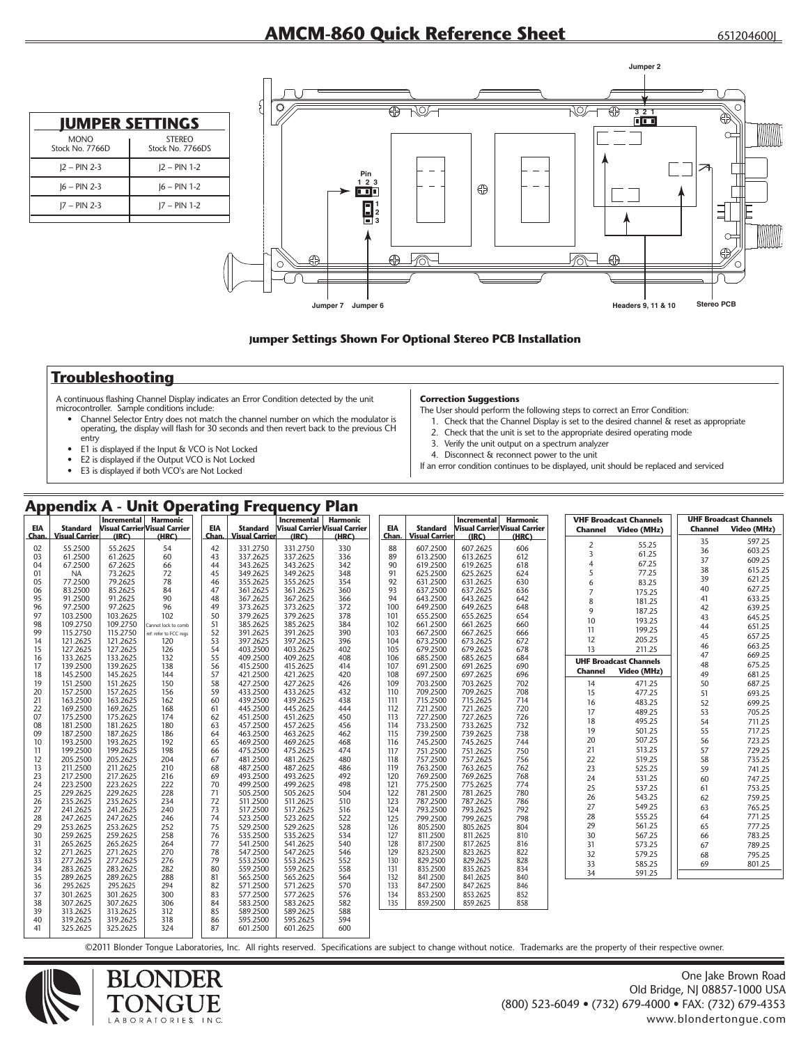# AMCM-860 Quick Reference Sheet

651204600J

## JUMPER SETTINGS

| MONO Stock No. 7766D | STEREO Stock No. 7766DS |
|---|---|
| J2 – PIN 2-3 | J2 – PIN 1-2 |
| J6 – PIN 2-3 | J6 – PIN 1-2 |
| J7 – PIN 2-3 | J7 – PIN 1-2 |

Jumper 2

3 2 1

Pin
1 2 3

1
2
3

Jumper 7 Jumper 6

Headers 9, 11 & 10

Stereo PCB

**Jumper Settings Shown For Optional Stereo PCB Installation**

## Troubleshooting

A continuous flashing Channel Display indicates an Error Condition detected by the unit microcontroller. Sample conditions include:

- Channel Selector Entry does not match the channel number on which the modulator is operating, the display will flash for 30 seconds and then revert back to the previous CH entry
- E1 is displayed if the Input & VCO is Not Locked
- E2 is displayed if the Output VCO is Not Locked
- E3 is displayed if both VCO's are Not Locked

**Correction Suggestions**

The User should perform the following steps to correct an Error Condition:

1. Check that the Channel Display is set to the desired channel & reset as appropriate
2. Check that the unit is set to the appropriate desired operating mode
3. Verify the unit output on a spectrum analyzer
4. Disconnect & reconnect power to the unit

If an error condition continues to be displayed, unit should be replaced and serviced

## Appendix A - Unit Operating Frequency Plan

| EIA Chan. | Standard Visual Carrier | Incremental Visual Carrier (IRC) | Harmonic Visual Carrier (HRC) |
|---|---|---|---|
| 02 | 55.2500 | 55.2625 | 54 |
| 03 | 61.2500 | 61.2625 | 60 |
| 04 | 67.2500 | 67.2625 | 66 |
| 01 | NA | 73.2625 | 72 |
| 05 | 77.2500 | 79.2625 | 78 |
| 06 | 83.2500 | 85.2625 | 84 |
| 95 | 91.2500 | 91.2625 | 90 |
| 96 | 97.2500 | 97.2625 | 96 |
| 97 | 103.2500 | 103.2625 | 102 |
| 98 | 109.2750 | 109.2750 | Cannot lock to comb |
| 99 | 115.2750 | 115.2750 | ref: refer to FCC regs |
| 14 | 121.2625 | 121.2625 | 120 |
| 15 | 127.2625 | 127.2625 | 126 |
| 16 | 133.2625 | 133.2625 | 132 |
| 17 | 139.2500 | 139.2625 | 138 |
| 18 | 145.2500 | 145.2625 | 144 |
| 19 | 151.2500 | 151.2625 | 150 |
| 20 | 157.2500 | 157.2625 | 156 |
| 21 | 163.2500 | 163.2625 | 162 |
| 22 | 169.2500 | 169.2625 | 168 |
| 07 | 175.2500 | 175.2625 | 174 |
| 08 | 181.2500 | 181.2625 | 180 |
| 09 | 187.2500 | 187.2625 | 186 |
| 10 | 193.2500 | 193.2625 | 192 |
| 11 | 199.2500 | 199.2625 | 198 |
| 12 | 205.2500 | 205.2625 | 204 |
| 13 | 211.2500 | 211.2625 | 210 |
| 23 | 217.2500 | 217.2625 | 216 |
| 24 | 223.2500 | 223.2625 | 222 |
| 25 | 229.2625 | 229.2625 | 228 |
| 26 | 235.2625 | 235.2625 | 234 |
| 27 | 241.2625 | 241.2625 | 240 |
| 28 | 247.2625 | 247.2625 | 246 |
| 29 | 253.2625 | 253.2625 | 252 |
| 30 | 259.2625 | 259.2625 | 258 |
| 31 | 265.2625 | 265.2625 | 264 |
| 32 | 271.2625 | 271.2625 | 270 |
| 33 | 277.2625 | 277.2625 | 276 |
| 34 | 283.2625 | 283.2625 | 282 |
| 35 | 289.2625 | 289.2625 | 288 |
| 36 | 295.2625 | 295.2625 | 294 |
| 37 | 301.2625 | 301.2625 | 300 |
| 38 | 307.2625 | 307.2625 | 306 |
| 39 | 313.2625 | 313.2625 | 312 |
| 40 | 319.2625 | 319.2625 | 318 |
| 41 | 325.2625 | 325.2625 | 324 |
| 42 | 331.2750 | 331.2750 | 330 |
| 43 | 337.2625 | 337.2625 | 336 |
| 44 | 343.2625 | 343.2625 | 342 |
| 45 | 349.2625 | 349.2625 | 348 |
| 46 | 355.2625 | 355.2625 | 354 |
| 47 | 361.2625 | 361.2625 | 360 |
| 48 | 367.2625 | 367.2625 | 366 |
| 49 | 373.2625 | 373.2625 | 372 |
| 50 | 379.2625 | 379.2625 | 378 |
| 51 | 385.2625 | 385.2625 | 384 |
| 52 | 391.2625 | 391.2625 | 390 |
| 53 | 397.2625 | 397.2625 | 396 |
| 54 | 403.2500 | 403.2625 | 402 |
| 55 | 409.2500 | 409.2625 | 408 |
| 56 | 415.2500 | 415.2625 | 414 |
| 57 | 421.2500 | 421.2625 | 420 |
| 58 | 427.2500 | 427.2625 | 426 |
| 59 | 433.2500 | 433.2625 | 432 |
| 60 | 439.2500 | 439.2625 | 438 |
| 61 | 445.2500 | 445.2625 | 444 |
| 62 | 451.2500 | 451.2625 | 450 |
| 63 | 457.2500 | 457.2625 | 456 |
| 64 | 463.2500 | 463.2625 | 462 |
| 65 | 469.2500 | 469.2625 | 468 |
| 66 | 475.2500 | 475.2625 | 474 |
| 67 | 481.2500 | 481.2625 | 480 |
| 68 | 487.2500 | 487.2625 | 486 |
| 69 | 493.2500 | 493.2625 | 492 |
| 70 | 499.2500 | 499.2625 | 498 |
| 71 | 505.2500 | 505.2625 | 504 |
| 72 | 511.2500 | 511.2625 | 510 |
| 73 | 517.2500 | 517.2625 | 516 |
| 74 | 523.2500 | 523.2625 | 522 |
| 75 | 529.2500 | 529.2625 | 528 |
| 76 | 535.2500 | 535.2625 | 534 |
| 77 | 541.2500 | 541.2625 | 540 |
| 78 | 547.2500 | 547.2625 | 546 |
| 79 | 553.2500 | 553.2625 | 552 |
| 80 | 559.2500 | 559.2625 | 558 |
| 81 | 565.2500 | 565.2625 | 564 |
| 82 | 571.2500 | 571.2625 | 570 |
| 83 | 577.2500 | 577.2625 | 576 |
| 84 | 583.2500 | 583.2625 | 582 |
| 85 | 589.2500 | 589.2625 | 588 |
| 86 | 595.2500 | 595.2625 | 594 |
| 87 | 601.2500 | 601.2625 | 600 |
| 88 | 607.2500 | 607.2625 | 606 |
| 89 | 613.2500 | 613.2625 | 612 |
| 90 | 619.2500 | 619.2625 | 618 |
| 91 | 625.2500 | 625.2625 | 624 |
| 92 | 631.2500 | 631.2625 | 630 |
| 93 | 637.2500 | 637.2625 | 636 |
| 94 | 643.2500 | 643.2625 | 642 |
| 100 | 649.2500 | 649.2625 | 648 |
| 101 | 655.2500 | 655.2625 | 654 |
| 102 | 661.2500 | 661.2625 | 660 |
| 103 | 667.2500 | 667.2625 | 666 |
| 104 | 673.2500 | 673.2625 | 672 |
| 105 | 679.2500 | 679.2625 | 678 |
| 106 | 685.2500 | 685.2625 | 684 |
| 107 | 691.2500 | 691.2625 | 690 |
| 108 | 697.2500 | 697.2625 | 696 |
| 109 | 703.2500 | 703.2625 | 702 |
| 110 | 709.2500 | 709.2625 | 708 |
| 111 | 715.2500 | 715.2625 | 714 |
| 112 | 721.2500 | 721.2625 | 720 |
| 113 | 727.2500 | 727.2625 | 726 |
| 114 | 733.2500 | 733.2625 | 732 |
| 115 | 739.2500 | 739.2625 | 738 |
| 116 | 745.2500 | 745.2625 | 744 |
| 117 | 751.2500 | 751.2625 | 750 |
| 118 | 757.2500 | 757.2625 | 756 |
| 119 | 763.2500 | 763.2625 | 762 |
| 120 | 769.2500 | 769.2625 | 768 |
| 121 | 775.2500 | 775.2625 | 774 |
| 122 | 781.2500 | 781.2625 | 780 |
| 123 | 787.2500 | 787.2625 | 786 |
| 124 | 793.2500 | 793.2625 | 792 |
| 125 | 799.2500 | 799.2625 | 798 |
| 126 | 805.2500 | 805.2625 | 804 |
| 127 | 811.2500 | 811.2625 | 810 |
| 128 | 817.2500 | 817.2625 | 816 |
| 129 | 823.2500 | 823.2625 | 822 |
| 130 | 829.2500 | 829.2625 | 828 |
| 131 | 835.2500 | 835.2625 | 834 |
| 132 | 841.2500 | 841.2625 | 840 |
| 133 | 847.2500 | 847.2625 | 846 |
| 134 | 853.2500 | 853.2625 | 852 |
| 135 | 859.2500 | 859.2625 | 858 |

**VHF Broadcast Channels**

| Channel | Video (MHz) |
|---|---|
| 2 | 55.25 |
| 3 | 61.25 |
| 4 | 67.25 |
| 5 | 77.25 |
| 6 | 83.25 |
| 7 | 175.25 |
| 8 | 181.25 |
| 9 | 187.25 |
| 10 | 193.25 |
| 11 | 199.25 |
| 12 | 205.25 |
| 13 | 211.25 |

**UHF Broadcast Channels**

| Channel | Video (MHz) |
|---|---|
| 14 | 471.25 |
| 15 | 477.25 |
| 16 | 483.25 |
| 17 | 489.25 |
| 18 | 495.25 |
| 19 | 501.25 |
| 20 | 507.25 |
| 21 | 513.25 |
| 22 | 519.25 |
| 23 | 525.25 |
| 24 | 531.25 |
| 25 | 537.25 |
| 26 | 543.25 |
| 27 | 549.25 |
| 28 | 555.25 |
| 29 | 561.25 |
| 30 | 567.25 |
| 31 | 573.25 |
| 32 | 579.25 |
| 33 | 585.25 |
| 34 | 591.25 |
| 35 | 597.25 |
| 36 | 603.25 |
| 37 | 609.25 |
| 38 | 615.25 |
| 39 | 621.25 |
| 40 | 627.25 |
| 41 | 633.25 |
| 42 | 639.25 |
| 43 | 645.25 |
| 44 | 651.25 |
| 45 | 657.25 |
| 46 | 663.25 |
| 47 | 669.25 |
| 48 | 675.25 |
| 49 | 681.25 |
| 50 | 687.25 |
| 51 | 693.25 |
| 52 | 699.25 |
| 53 | 705.25 |
| 54 | 711.25 |
| 55 | 717.25 |
| 56 | 723.25 |
| 57 | 729.25 |
| 58 | 735.25 |
| 59 | 741.25 |
| 60 | 747.25 |
| 61 | 753.25 |
| 62 | 759.25 |
| 63 | 765.25 |
| 64 | 771.25 |
| 65 | 777.25 |
| 66 | 783.25 |
| 67 | 789.25 |
| 68 | 795.25 |
| 69 | 801.25 |

©2011 Blonder Tongue Laboratories, Inc. All rights reserved. Specifications are subject to change without notice. Trademarks are the property of their respective owner.

BLONDER TONGUE LABORATORIES, INC.

One Jake Brown Road
Old Bridge, NJ 08857-1000 USA
(800) 523-6049 • (732) 679-4000 • FAX: (732) 679-4353
www.blondertongue.com